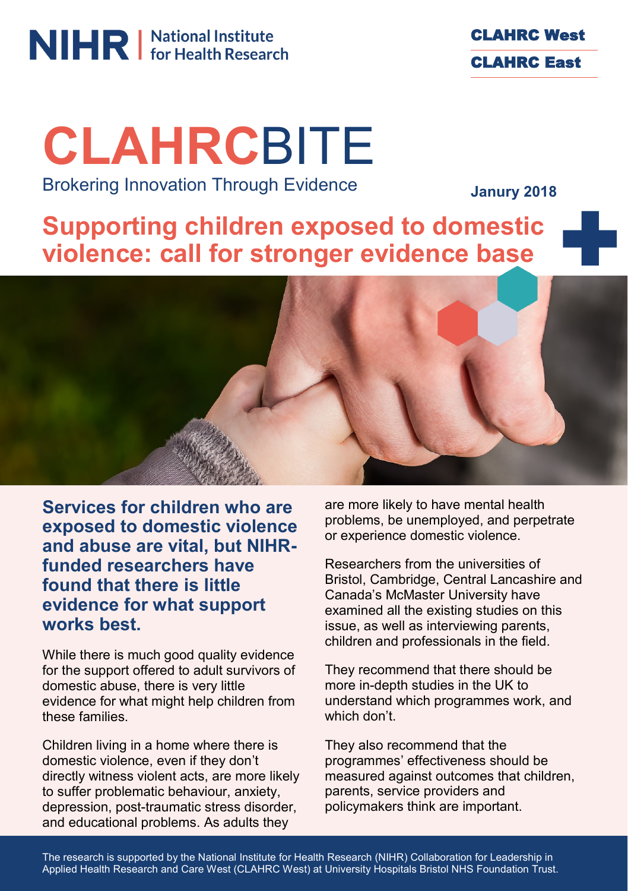NIHR | National Institute for Health Research

CLAHRC West

CLAHRC East

# CLAHRCBITE

Brokering Innovation Through Evidence

**Janury 2018**

## Supporting children exposed to domestic violence: call for stronger evidence base

**Services for children who are exposed to domestic violence and abuse are vital, but NIHR-funded researchers have found that there is little evidence for what support works best.**

While there is much good quality evidence for the support offered to adult survivors of domestic abuse, there is very little evidence for what might help children from these families.

Children living in a home where there is domestic violence, even if they don't directly witness violent acts, are more likely to suffer problematic behaviour, anxiety, depression, post-traumatic stress disorder, and educational problems. As adults they are more likely to have mental health problems, be unemployed, and perpetrate or experience domestic violence.

Researchers from the universities of Bristol, Cambridge, Central Lancashire and Canada's McMaster University have examined all the existing studies on this issue, as well as interviewing parents, children and professionals in the field.

They recommend that there should be more in-depth studies in the UK to understand which programmes work, and which don't.

They also recommend that the programmes' effectiveness should be measured against outcomes that children, parents, service providers and policymakers think are important.

The research is supported by the National Institute for Health Research (NIHR) Collaboration for Leadership in Applied Health Research and Care West (CLAHRC West) at University Hospitals Bristol NHS Foundation Trust.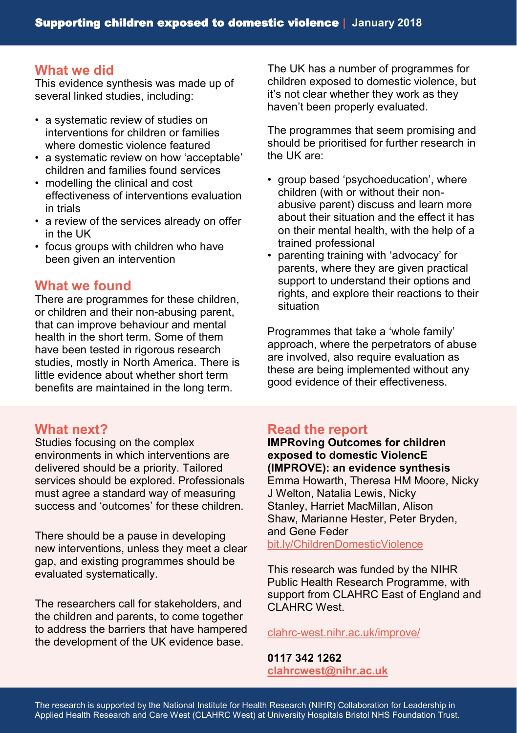## What we did

This evidence synthesis was made up of several linked studies, including:

- a systematic review of studies on interventions for children or families where domestic violence featured
- a systematic review on how 'acceptable' children and families found services
- modelling the clinical and cost effectiveness of interventions evaluation in trials
- a review of the services already on offer in the UK
- focus groups with children who have been given an intervention

## What we found

There are programmes for these children, or children and their non-abusing parent, that can improve behaviour and mental health in the short term. Some of them have been tested in rigorous research studies, mostly in North America. There is little evidence about whether short term benefits are maintained in the long term.

The UK has a number of programmes for children exposed to domestic violence, but it's not clear whether they work as they haven't been properly evaluated.

The programmes that seem promising and should be prioritised for further research in the UK are:

- group based 'psychoeducation', where children (with or without their non-abusive parent) discuss and learn more about their situation and the effect it has on their mental health, with the help of a trained professional
- parenting training with 'advocacy' for parents, where they are given practical support to understand their options and rights, and explore their reactions to their situation

Programmes that take a 'whole family' approach, where the perpetrators of abuse are involved, also require evaluation as these are being implemented without any good evidence of their effectiveness.

## What next?

Studies focusing on the complex environments in which interventions are delivered should be a priority. Tailored services should be explored. Professionals must agree a standard way of measuring success and 'outcomes' for these children.

There should be a pause in developing new interventions, unless they meet a clear gap, and existing programmes should be evaluated systematically.

The researchers call for stakeholders, and the children and parents, to come together to address the barriers that have hampered the development of the UK evidence base.

## Read the report

**IMPRoving Outcomes for children exposed to domestic ViolencE (IMPROVE): an evidence synthesis**
Emma Howarth, Theresa HM Moore, Nicky J Welton, Natalia Lewis, Nicky Stanley, Harriet MacMillan, Alison Shaw, Marianne Hester, Peter Bryden, and Gene Feder
bit.ly/ChildrenDomesticViolence

This research was funded by the NIHR Public Health Research Programme, with support from CLAHRC East of England and CLAHRC West.

clahrc-west.nihr.ac.uk/improve/

**0117 342 1262**
**clahrcwest@nihr.ac.uk**

The research is supported by the National Institute for Health Research (NIHR) Collaboration for Leadership in Applied Health Research and Care West (CLAHRC West) at University Hospitals Bristol NHS Foundation Trust.